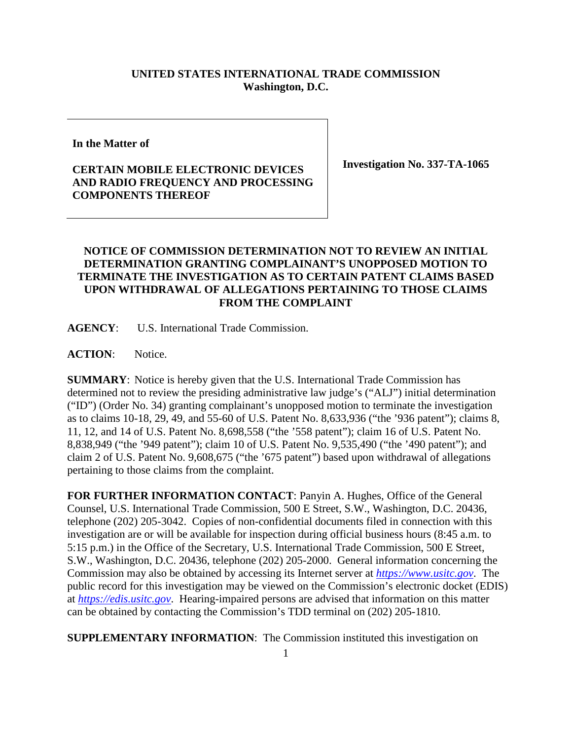**UNITED STATES INTERNATIONAL TRADE COMMISSION**
**Washington, D.C.**

| | |
|---|---|
| **In the Matter of**<br><br>**CERTAIN MOBILE ELECTRONIC DEVICES AND RADIO FREQUENCY AND PROCESSING COMPONENTS THEREOF** | **Investigation No. 337-TA-1065** |

**NOTICE OF COMMISSION DETERMINATION NOT TO REVIEW AN INITIAL DETERMINATION GRANTING COMPLAINANT'S UNOPPOSED MOTION TO TERMINATE THE INVESTIGATION AS TO CERTAIN PATENT CLAIMS BASED UPON WITHDRAWAL OF ALLEGATIONS PERTAINING TO THOSE CLAIMS FROM THE COMPLAINT**

**AGENCY**: U.S. International Trade Commission.

**ACTION**: Notice.

**SUMMARY**: Notice is hereby given that the U.S. International Trade Commission has determined not to review the presiding administrative law judge's ("ALJ") initial determination ("ID") (Order No. 34) granting complainant's unopposed motion to terminate the investigation as to claims 10-18, 29, 49, and 55-60 of U.S. Patent No. 8,633,936 ("the '936 patent"); claims 8, 11, 12, and 14 of U.S. Patent No. 8,698,558 ("the '558 patent"); claim 16 of U.S. Patent No. 8,838,949 ("the '949 patent"); claim 10 of U.S. Patent No. 9,535,490 ("the '490 patent"); and claim 2 of U.S. Patent No. 9,608,675 ("the '675 patent") based upon withdrawal of allegations pertaining to those claims from the complaint.

**FOR FURTHER INFORMATION CONTACT**: Panyin A. Hughes, Office of the General Counsel, U.S. International Trade Commission, 500 E Street, S.W., Washington, D.C. 20436, telephone (202) 205-3042. Copies of non-confidential documents filed in connection with this investigation are or will be available for inspection during official business hours (8:45 a.m. to 5:15 p.m.) in the Office of the Secretary, U.S. International Trade Commission, 500 E Street, S.W., Washington, D.C. 20436, telephone (202) 205-2000. General information concerning the Commission may also be obtained by accessing its Internet server at *https://www.usitc.gov*. The public record for this investigation may be viewed on the Commission's electronic docket (EDIS) at *https://edis.usitc.gov*. Hearing-impaired persons are advised that information on this matter can be obtained by contacting the Commission's TDD terminal on (202) 205-1810.

**SUPPLEMENTARY INFORMATION**: The Commission instituted this investigation on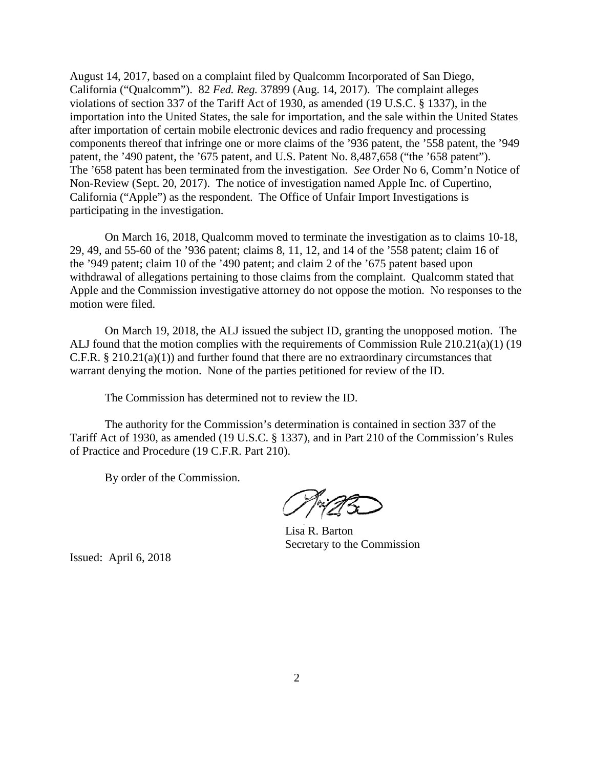August 14, 2017, based on a complaint filed by Qualcomm Incorporated of San Diego, California ("Qualcomm"). 82 *Fed. Reg.* 37899 (Aug. 14, 2017). The complaint alleges violations of section 337 of the Tariff Act of 1930, as amended (19 U.S.C. § 1337), in the importation into the United States, the sale for importation, and the sale within the United States after importation of certain mobile electronic devices and radio frequency and processing components thereof that infringe one or more claims of the '936 patent, the '558 patent, the '949 patent, the '490 patent, the '675 patent, and U.S. Patent No. 8,487,658 ("the '658 patent"). The '658 patent has been terminated from the investigation. *See* Order No 6, Comm'n Notice of Non-Review (Sept. 20, 2017). The notice of investigation named Apple Inc. of Cupertino, California ("Apple") as the respondent. The Office of Unfair Import Investigations is participating in the investigation.

On March 16, 2018, Qualcomm moved to terminate the investigation as to claims 10-18, 29, 49, and 55-60 of the '936 patent; claims 8, 11, 12, and 14 of the '558 patent; claim 16 of the '949 patent; claim 10 of the '490 patent; and claim 2 of the '675 patent based upon withdrawal of allegations pertaining to those claims from the complaint. Qualcomm stated that Apple and the Commission investigative attorney do not oppose the motion. No responses to the motion were filed.

On March 19, 2018, the ALJ issued the subject ID, granting the unopposed motion. The ALJ found that the motion complies with the requirements of Commission Rule 210.21(a)(1) (19 C.F.R. § 210.21(a)(1)) and further found that there are no extraordinary circumstances that warrant denying the motion. None of the parties petitioned for review of the ID.

The Commission has determined not to review the ID.

The authority for the Commission's determination is contained in section 337 of the Tariff Act of 1930, as amended (19 U.S.C. § 1337), and in Part 210 of the Commission's Rules of Practice and Procedure (19 C.F.R. Part 210).

By order of the Commission.

Lisa R. Barton
Secretary to the Commission

Issued: April 6, 2018